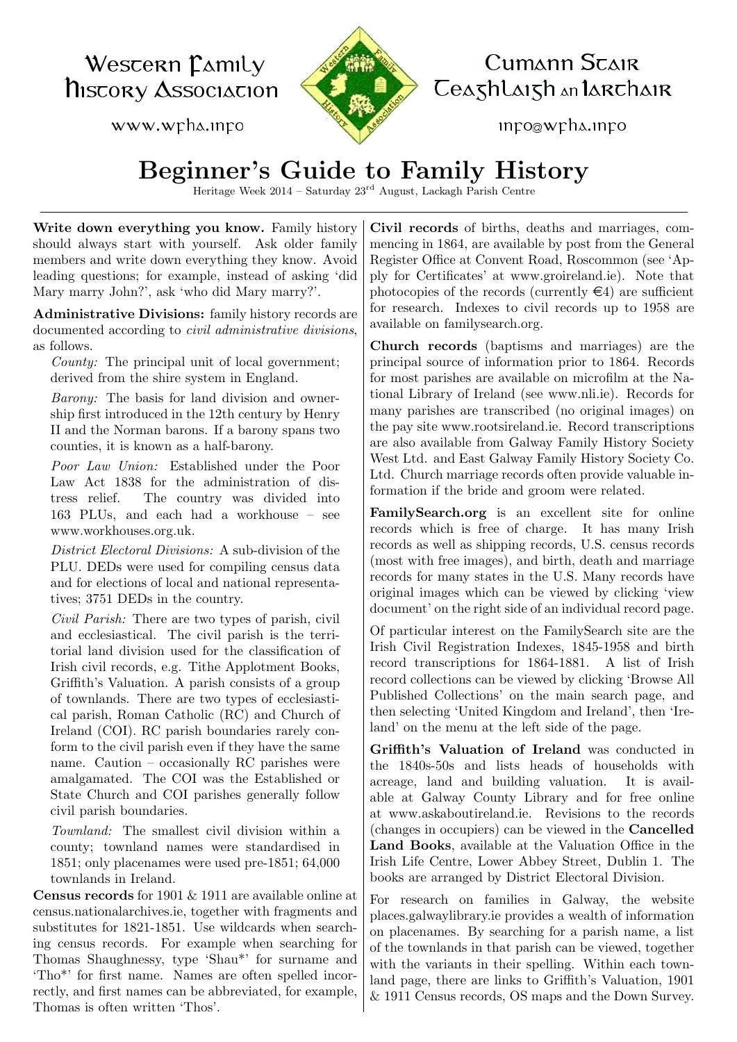Western Family History Association

www.wfha.info

Cumann Stair Teaghlaigh an Iarthair

info@wfha.info

# Beginner's Guide to Family History

Heritage Week 2014 – Saturday 23rd August, Lackagh Parish Centre

**Write down everything you know.** Family history should always start with yourself. Ask older family members and write down everything they know. Avoid leading questions; for example, instead of asking 'did Mary marry John?', ask 'who did Mary marry?'.

**Administrative Divisions:** family history records are documented according to *civil administrative divisions*, as follows.

*County:* The principal unit of local government; derived from the shire system in England.

*Barony:* The basis for land division and ownership first introduced in the 12th century by Henry II and the Norman barons. If a barony spans two counties, it is known as a half-barony.

*Poor Law Union:* Established under the Poor Law Act 1838 for the administration of distress relief. The country was divided into 163 PLUs, and each had a workhouse – see www.workhouses.org.uk.

*District Electoral Divisions:* A sub-division of the PLU. DEDs were used for compiling census data and for elections of local and national representatives; 3751 DEDs in the country.

*Civil Parish:* There are two types of parish, civil and ecclesiastical. The civil parish is the territorial land division used for the classification of Irish civil records, e.g. Tithe Applotment Books, Griffith's Valuation. A parish consists of a group of townlands. There are two types of ecclesiastical parish, Roman Catholic (RC) and Church of Ireland (COI). RC parish boundaries rarely conform to the civil parish even if they have the same name. Caution – occasionally RC parishes were amalgamated. The COI was the Established or State Church and COI parishes generally follow civil parish boundaries.

*Townland:* The smallest civil division within a county; townland names were standardised in 1851; only placenames were used pre-1851; 64,000 townlands in Ireland.

**Census records** for 1901 & 1911 are available online at census.nationalarchives.ie, together with fragments and substitutes for 1821-1851. Use wildcards when searching census records. For example when searching for Thomas Shaughnessy, type 'Shau*' for surname and 'Tho*' for first name. Names are often spelled incorrectly, and first names can be abbreviated, for example, Thomas is often written 'Thos'.

**Civil records** of births, deaths and marriages, commencing in 1864, are available by post from the General Register Office at Convent Road, Roscommon (see 'Apply for Certificates' at www.groireland.ie). Note that photocopies of the records (currently €4) are sufficient for research. Indexes to civil records up to 1958 are available on familysearch.org.

**Church records** (baptisms and marriages) are the principal source of information prior to 1864. Records for most parishes are available on microfilm at the National Library of Ireland (see www.nli.ie). Records for many parishes are transcribed (no original images) on the pay site www.rootsireland.ie. Record transcriptions are also available from Galway Family History Society West Ltd. and East Galway Family History Society Co. Ltd. Church marriage records often provide valuable information if the bride and groom were related.

**FamilySearch.org** is an excellent site for online records which is free of charge. It has many Irish records as well as shipping records, U.S. census records (most with free images), and birth, death and marriage records for many states in the U.S. Many records have original images which can be viewed by clicking 'view document' on the right side of an individual record page.

Of particular interest on the FamilySearch site are the Irish Civil Registration Indexes, 1845-1958 and birth record transcriptions for 1864-1881. A list of Irish record collections can be viewed by clicking 'Browse All Published Collections' on the main search page, and then selecting 'United Kingdom and Ireland', then 'Ireland' on the menu at the left side of the page.

**Griffith's Valuation of Ireland** was conducted in the 1840s-50s and lists heads of households with acreage, land and building valuation. It is available at Galway County Library and for free online at www.askaboutireland.ie. Revisions to the records (changes in occupiers) can be viewed in the **Cancelled Land Books**, available at the Valuation Office in the Irish Life Centre, Lower Abbey Street, Dublin 1. The books are arranged by District Electoral Division.

For research on families in Galway, the website places.galwaylibrary.ie provides a wealth of information on placenames. By searching for a parish name, a list of the townlands in that parish can be viewed, together with the variants in their spelling. Within each townland page, there are links to Griffith's Valuation, 1901 & 1911 Census records, OS maps and the Down Survey.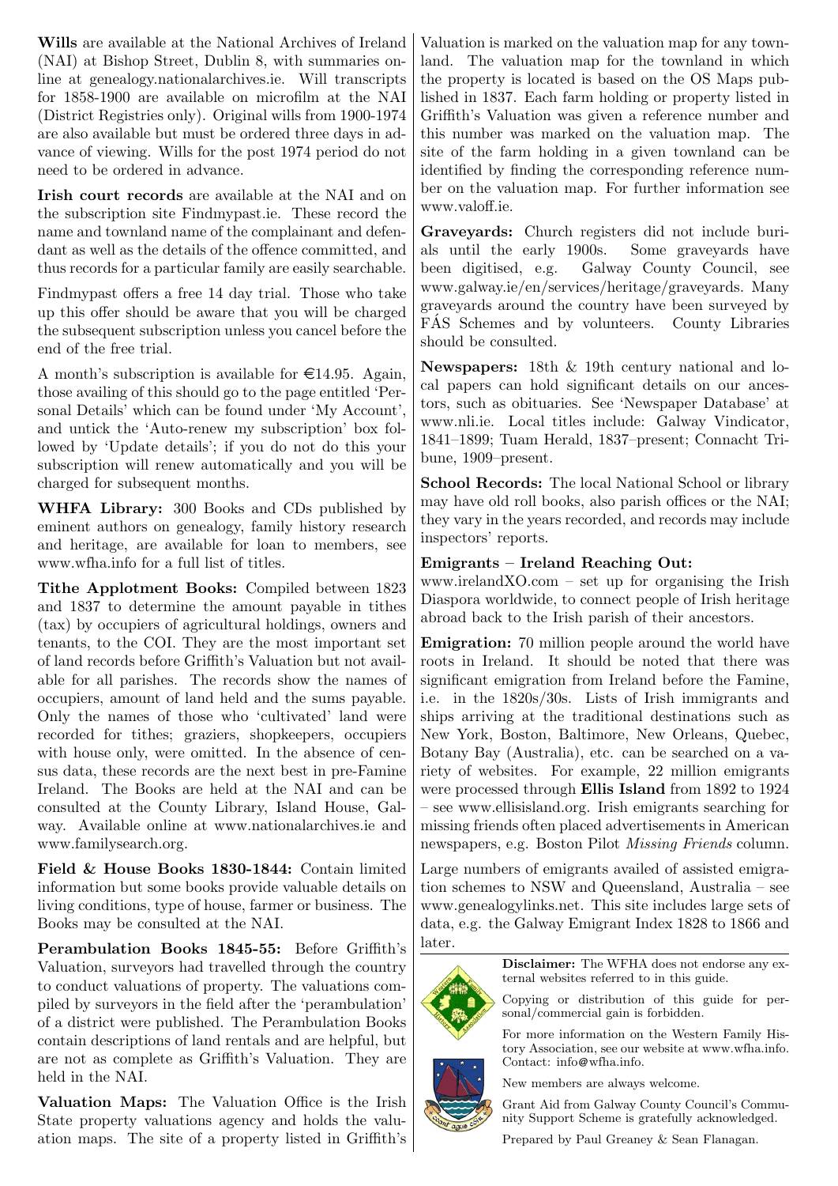**Wills** are available at the National Archives of Ireland (NAI) at Bishop Street, Dublin 8, with summaries online at genealogy.nationalarchives.ie. Will transcripts for 1858-1900 are available on microfilm at the NAI (District Registries only). Original wills from 1900-1974 are also available but must be ordered three days in advance of viewing. Wills for the post 1974 period do not need to be ordered in advance.

**Irish court records** are available at the NAI and on the subscription site Findmypast.ie. These record the name and townland name of the complainant and defendant as well as the details of the offence committed, and thus records for a particular family are easily searchable.

Findmypast offers a free 14 day trial. Those who take up this offer should be aware that you will be charged the subsequent subscription unless you cancel before the end of the free trial.

A month's subscription is available for €14.95. Again, those availing of this should go to the page entitled 'Personal Details' which can be found under 'My Account', and untick the 'Auto-renew my subscription' box followed by 'Update details'; if you do not do this your subscription will renew automatically and you will be charged for subsequent months.

**WHFA Library:** 300 Books and CDs published by eminent authors on genealogy, family history research and heritage, are available for loan to members, see www.wfha.info for a full list of titles.

**Tithe Applotment Books:** Compiled between 1823 and 1837 to determine the amount payable in tithes (tax) by occupiers of agricultural holdings, owners and tenants, to the COI. They are the most important set of land records before Griffith's Valuation but not available for all parishes. The records show the names of occupiers, amount of land held and the sums payable. Only the names of those who 'cultivated' land were recorded for tithes; graziers, shopkeepers, occupiers with house only, were omitted. In the absence of census data, these records are the next best in pre-Famine Ireland. The Books are held at the NAI and can be consulted at the County Library, Island House, Galway. Available online at www.nationalarchives.ie and www.familysearch.org.

**Field & House Books 1830-1844:** Contain limited information but some books provide valuable details on living conditions, type of house, farmer or business. The Books may be consulted at the NAI.

**Perambulation Books 1845-55:** Before Griffith's Valuation, surveyors had travelled through the country to conduct valuations of property. The valuations compiled by surveyors in the field after the 'perambulation' of a district were published. The Perambulation Books contain descriptions of land rentals and are helpful, but are not as complete as Griffith's Valuation. They are held in the NAI.

**Valuation Maps:** The Valuation Office is the Irish State property valuations agency and holds the valuation maps. The site of a property listed in Griffith's Valuation is marked on the valuation map for any townland. The valuation map for the townland in which the property is located is based on the OS Maps published in 1837. Each farm holding or property listed in Griffith's Valuation was given a reference number and this number was marked on the valuation map. The site of the farm holding in a given townland can be identified by finding the corresponding reference number on the valuation map. For further information see www.valoff.ie.

**Graveyards:** Church registers did not include burials until the early 1900s. Some graveyards have been digitised, e.g. Galway County Council, see www.galway.ie/en/services/heritage/graveyards. Many graveyards around the country have been surveyed by FÁS Schemes and by volunteers. County Libraries should be consulted.

**Newspapers:** 18th & 19th century national and local papers can hold significant details on our ancestors, such as obituaries. See 'Newspaper Database' at www.nli.ie. Local titles include: Galway Vindicator, 1841–1899; Tuam Herald, 1837–present; Connacht Tribune, 1909–present.

**School Records:** The local National School or library may have old roll books, also parish offices or the NAI; they vary in the years recorded, and records may include inspectors' reports.

**Emigrants – Ireland Reaching Out:** www.irelandXO.com – set up for organising the Irish Diaspora worldwide, to connect people of Irish heritage abroad back to the Irish parish of their ancestors.

**Emigration:** 70 million people around the world have roots in Ireland. It should be noted that there was significant emigration from Ireland before the Famine, i.e. in the 1820s/30s. Lists of Irish immigrants and ships arriving at the traditional destinations such as New York, Boston, Baltimore, New Orleans, Quebec, Botany Bay (Australia), etc. can be searched on a variety of websites. For example, 22 million emigrants were processed through **Ellis Island** from 1892 to 1924 – see www.ellisisland.org. Irish emigrants searching for missing friends often placed advertisements in American newspapers, e.g. Boston Pilot *Missing Friends* column.

Large numbers of emigrants availed of assisted emigration schemes to NSW and Queensland, Australia – see www.genealogylinks.net. This site includes large sets of data, e.g. the Galway Emigrant Index 1828 to 1866 and later.

**Disclaimer:** The WFHA does not endorse any external websites referred to in this guide.

Copying or distribution of this guide for personal/commercial gain is forbidden.

For more information on the Western Family History Association, see our website at www.wfha.info. Contact: info@wfha.info.

New members are always welcome.

Grant Aid from Galway County Council's Community Support Scheme is gratefully acknowledged.

Prepared by Paul Greaney & Sean Flanagan.